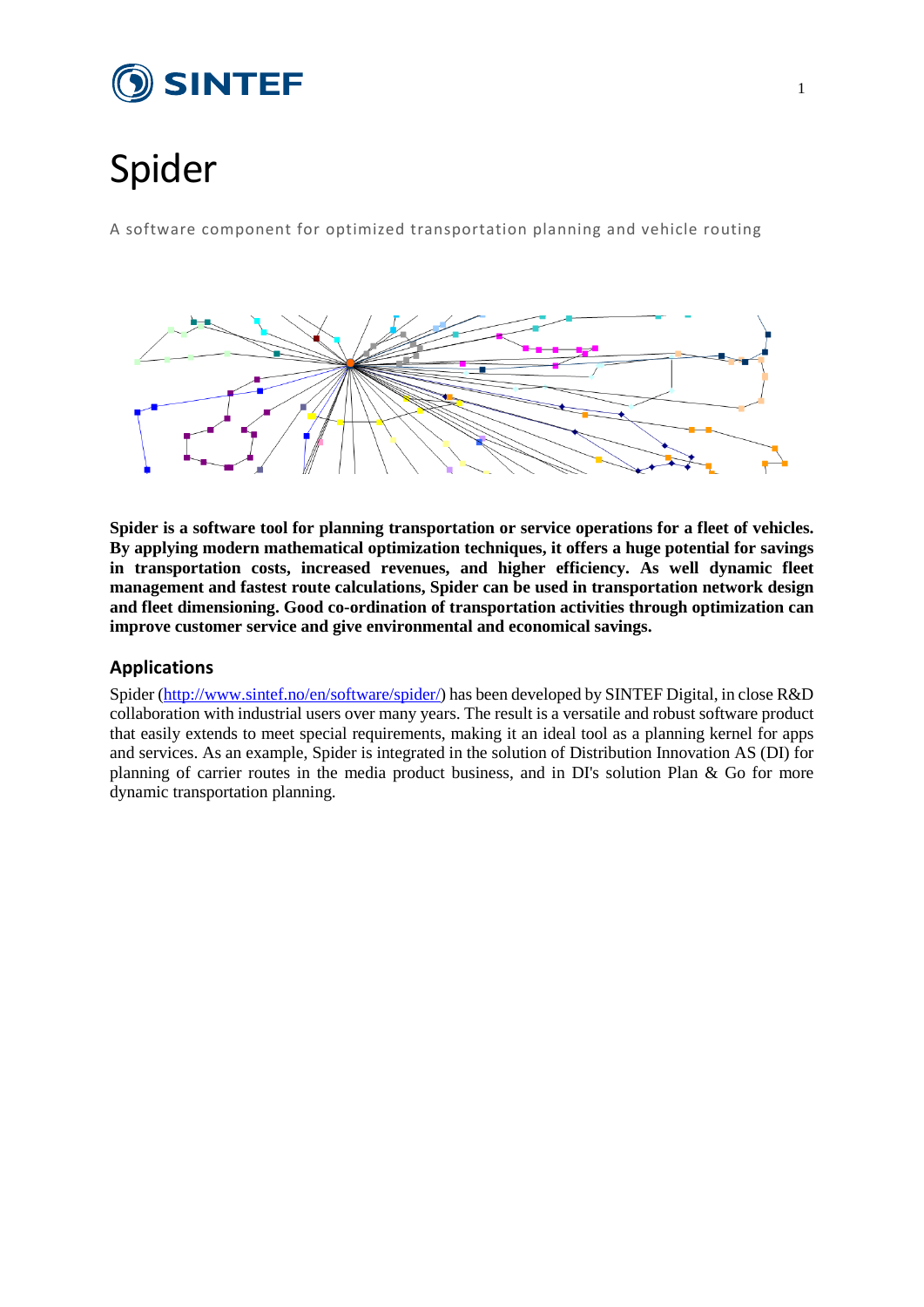# Spider

A software component for optimized transportation planning and vehicle routing

**Spider is a software tool for planning transportation or service operations for a fleet of vehicles. By applying modern mathematical optimization techniques, it offers a huge potential for savings in transportation costs, increased revenues, and higher efficiency. As well dynamic fleet management and fastest route calculations, Spider can be used in transportation network design and fleet dimensioning. Good co-ordination of transportation activities through optimization can improve customer service and give environmental and economical savings.**

## Applications

Spider (http://www.sintef.no/en/software/spider/) has been developed by SINTEF Digital, in close R&D collaboration with industrial users over many years. The result is a versatile and robust software product that easily extends to meet special requirements, making it an ideal tool as a planning kernel for apps and services. As an example, Spider is integrated in the solution of Distribution Innovation AS (DI) for planning of carrier routes in the media product business, and in DI's solution Plan & Go for more dynamic transportation planning.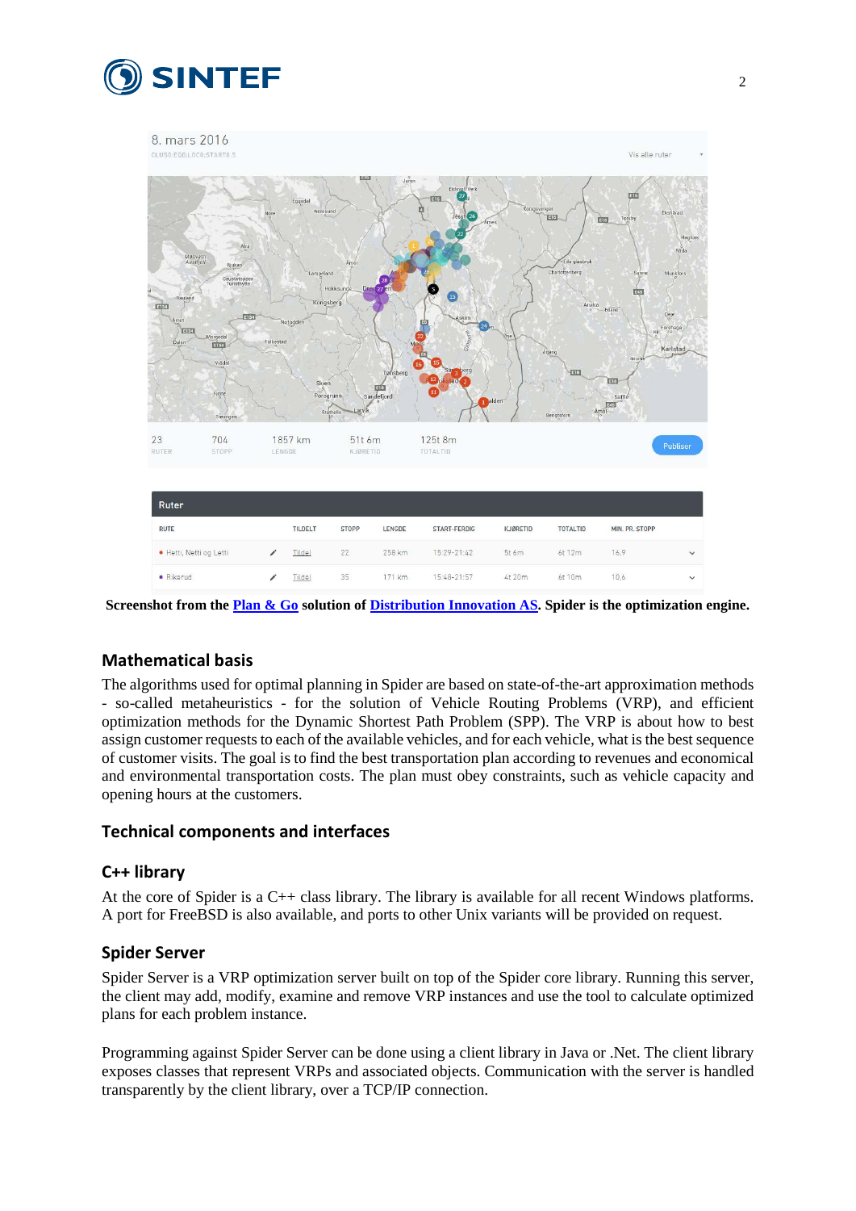Screenshot from the Plan & Go solution of Distribution Innovation AS. Spider is the optimization engine.

## Mathematical basis

The algorithms used for optimal planning in Spider are based on state-of-the-art approximation methods - so-called metaheuristics - for the solution of Vehicle Routing Problems (VRP), and efficient optimization methods for the Dynamic Shortest Path Problem (SPP). The VRP is about how to best assign customer requests to each of the available vehicles, and for each vehicle, what is the best sequence of customer visits. The goal is to find the best transportation plan according to revenues and economical and environmental transportation costs. The plan must obey constraints, such as vehicle capacity and opening hours at the customers.

## Technical components and interfaces

### C++ library

At the core of Spider is a C++ class library. The library is available for all recent Windows platforms. A port for FreeBSD is also available, and ports to other Unix variants will be provided on request.

### Spider Server

Spider Server is a VRP optimization server built on top of the Spider core library. Running this server, the client may add, modify, examine and remove VRP instances and use the tool to calculate optimized plans for each problem instance.

Programming against Spider Server can be done using a client library in Java or .Net. The client library exposes classes that represent VRPs and associated objects. Communication with the server is handled transparently by the client library, over a TCP/IP connection.